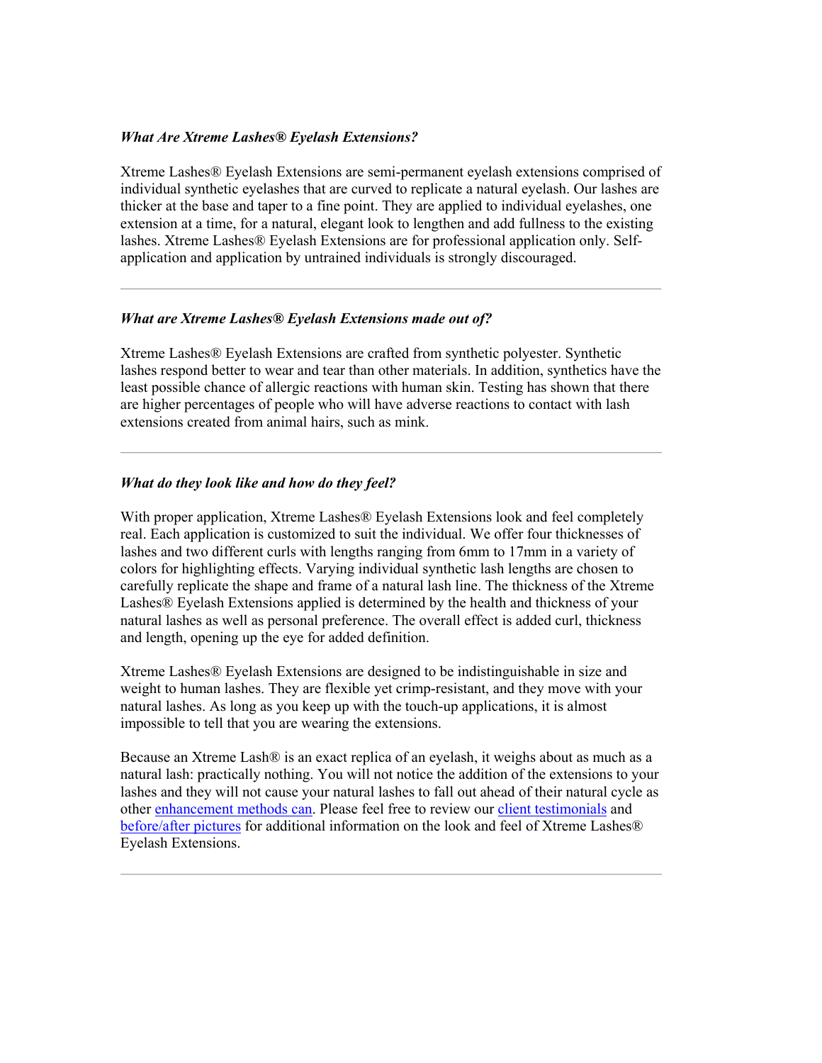### *What Are Xtreme Lashes® Eyelash Extensions?*

Xtreme Lashes® Eyelash Extensions are semi-permanent eyelash extensions comprised of individual synthetic eyelashes that are curved to replicate a natural eyelash. Our lashes are thicker at the base and taper to a fine point. They are applied to individual eyelashes, one extension at a time, for a natural, elegant look to lengthen and add fullness to the existing lashes. Xtreme Lashes® Eyelash Extensions are for professional application only. Self-application and application by untrained individuals is strongly discouraged.

---

### *What are Xtreme Lashes® Eyelash Extensions made out of?*

Xtreme Lashes® Eyelash Extensions are crafted from synthetic polyester. Synthetic lashes respond better to wear and tear than other materials. In addition, synthetics have the least possible chance of allergic reactions with human skin. Testing has shown that there are higher percentages of people who will have adverse reactions to contact with lash extensions created from animal hairs, such as mink.

---

### *What do they look like and how do they feel?*

With proper application, Xtreme Lashes® Eyelash Extensions look and feel completely real. Each application is customized to suit the individual. We offer four thicknesses of lashes and two different curls with lengths ranging from 6mm to 17mm in a variety of colors for highlighting effects. Varying individual synthetic lash lengths are chosen to carefully replicate the shape and frame of a natural lash line. The thickness of the Xtreme Lashes® Eyelash Extensions applied is determined by the health and thickness of your natural lashes as well as personal preference. The overall effect is added curl, thickness and length, opening up the eye for added definition.

Xtreme Lashes® Eyelash Extensions are designed to be indistinguishable in size and weight to human lashes. They are flexible yet crimp-resistant, and they move with your natural lashes. As long as you keep up with the touch-up applications, it is almost impossible to tell that you are wearing the extensions.

Because an Xtreme Lash® is an exact replica of an eyelash, it weighs about as much as a natural lash: practically nothing. You will not notice the addition of the extensions to your lashes and they will not cause your natural lashes to fall out ahead of their natural cycle as other enhancement methods can. Please feel free to review our client testimonials and before/after pictures for additional information on the look and feel of Xtreme Lashes® Eyelash Extensions.

---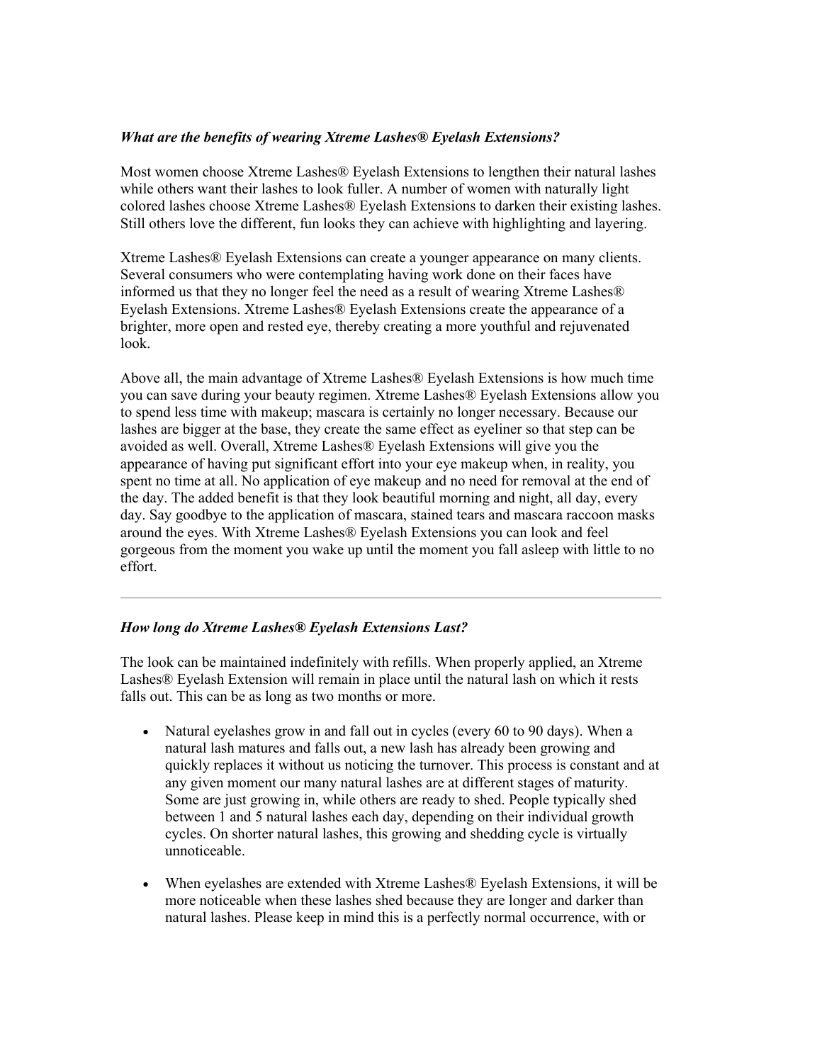*What are the benefits of wearing Xtreme Lashes® Eyelash Extensions?*

Most women choose Xtreme Lashes® Eyelash Extensions to lengthen their natural lashes while others want their lashes to look fuller. A number of women with naturally light colored lashes choose Xtreme Lashes® Eyelash Extensions to darken their existing lashes. Still others love the different, fun looks they can achieve with highlighting and layering.

Xtreme Lashes® Eyelash Extensions can create a younger appearance on many clients. Several consumers who were contemplating having work done on their faces have informed us that they no longer feel the need as a result of wearing Xtreme Lashes® Eyelash Extensions. Xtreme Lashes® Eyelash Extensions create the appearance of a brighter, more open and rested eye, thereby creating a more youthful and rejuvenated look.

Above all, the main advantage of Xtreme Lashes® Eyelash Extensions is how much time you can save during your beauty regimen. Xtreme Lashes® Eyelash Extensions allow you to spend less time with makeup; mascara is certainly no longer necessary. Because our lashes are bigger at the base, they create the same effect as eyeliner so that step can be avoided as well. Overall, Xtreme Lashes® Eyelash Extensions will give you the appearance of having put significant effort into your eye makeup when, in reality, you spent no time at all. No application of eye makeup and no need for removal at the end of the day. The added benefit is that they look beautiful morning and night, all day, every day. Say goodbye to the application of mascara, stained tears and mascara raccoon masks around the eyes. With Xtreme Lashes® Eyelash Extensions you can look and feel gorgeous from the moment you wake up until the moment you fall asleep with little to no effort.

---

*How long do Xtreme Lashes® Eyelash Extensions Last?*

The look can be maintained indefinitely with refills. When properly applied, an Xtreme Lashes® Eyelash Extension will remain in place until the natural lash on which it rests falls out. This can be as long as two months or more.

- Natural eyelashes grow in and fall out in cycles (every 60 to 90 days). When a natural lash matures and falls out, a new lash has already been growing and quickly replaces it without us noticing the turnover. This process is constant and at any given moment our many natural lashes are at different stages of maturity. Some are just growing in, while others are ready to shed. People typically shed between 1 and 5 natural lashes each day, depending on their individual growth cycles. On shorter natural lashes, this growing and shedding cycle is virtually unnoticeable.

- When eyelashes are extended with Xtreme Lashes® Eyelash Extensions, it will be more noticeable when these lashes shed because they are longer and darker than natural lashes. Please keep in mind this is a perfectly normal occurrence, with or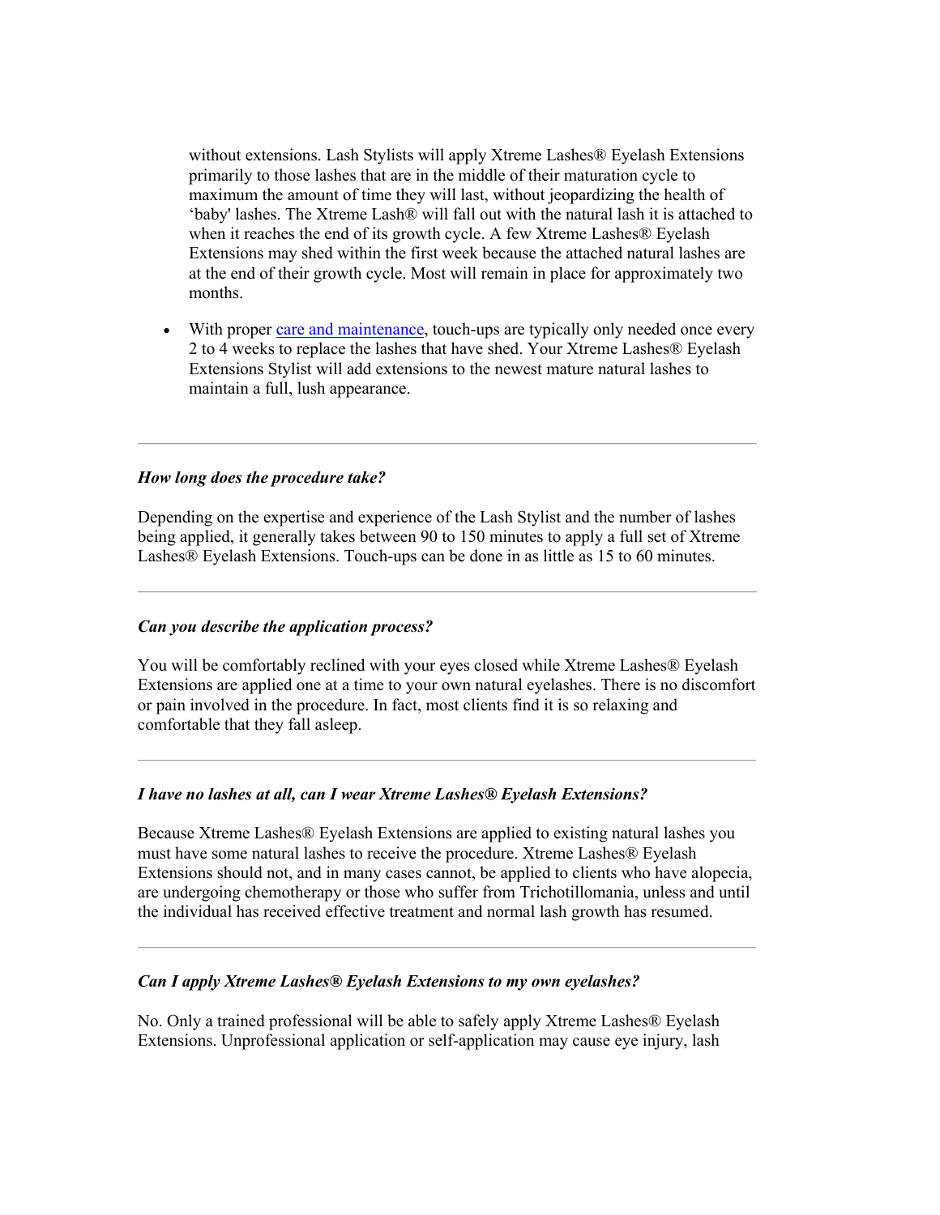without extensions. Lash Stylists will apply Xtreme Lashes® Eyelash Extensions primarily to those lashes that are in the middle of their maturation cycle to maximum the amount of time they will last, without jeopardizing the health of 'baby' lashes. The Xtreme Lash® will fall out with the natural lash it is attached to when it reaches the end of its growth cycle. A few Xtreme Lashes® Eyelash Extensions may shed within the first week because the attached natural lashes are at the end of their growth cycle. Most will remain in place for approximately two months.

- With proper care and maintenance, touch-ups are typically only needed once every 2 to 4 weeks to replace the lashes that have shed. Your Xtreme Lashes® Eyelash Extensions Stylist will add extensions to the newest mature natural lashes to maintain a full, lush appearance.

---

***How long does the procedure take?***

Depending on the expertise and experience of the Lash Stylist and the number of lashes being applied, it generally takes between 90 to 150 minutes to apply a full set of Xtreme Lashes® Eyelash Extensions. Touch-ups can be done in as little as 15 to 60 minutes.

---

***Can you describe the application process?***

You will be comfortably reclined with your eyes closed while Xtreme Lashes® Eyelash Extensions are applied one at a time to your own natural eyelashes. There is no discomfort or pain involved in the procedure. In fact, most clients find it is so relaxing and comfortable that they fall asleep.

---

***I have no lashes at all, can I wear Xtreme Lashes® Eyelash Extensions?***

Because Xtreme Lashes® Eyelash Extensions are applied to existing natural lashes you must have some natural lashes to receive the procedure. Xtreme Lashes® Eyelash Extensions should not, and in many cases cannot, be applied to clients who have alopecia, are undergoing chemotherapy or those who suffer from Trichotillomania, unless and until the individual has received effective treatment and normal lash growth has resumed.

---

***Can I apply Xtreme Lashes® Eyelash Extensions to my own eyelashes?***

No. Only a trained professional will be able to safely apply Xtreme Lashes® Eyelash Extensions. Unprofessional application or self-application may cause eye injury, lash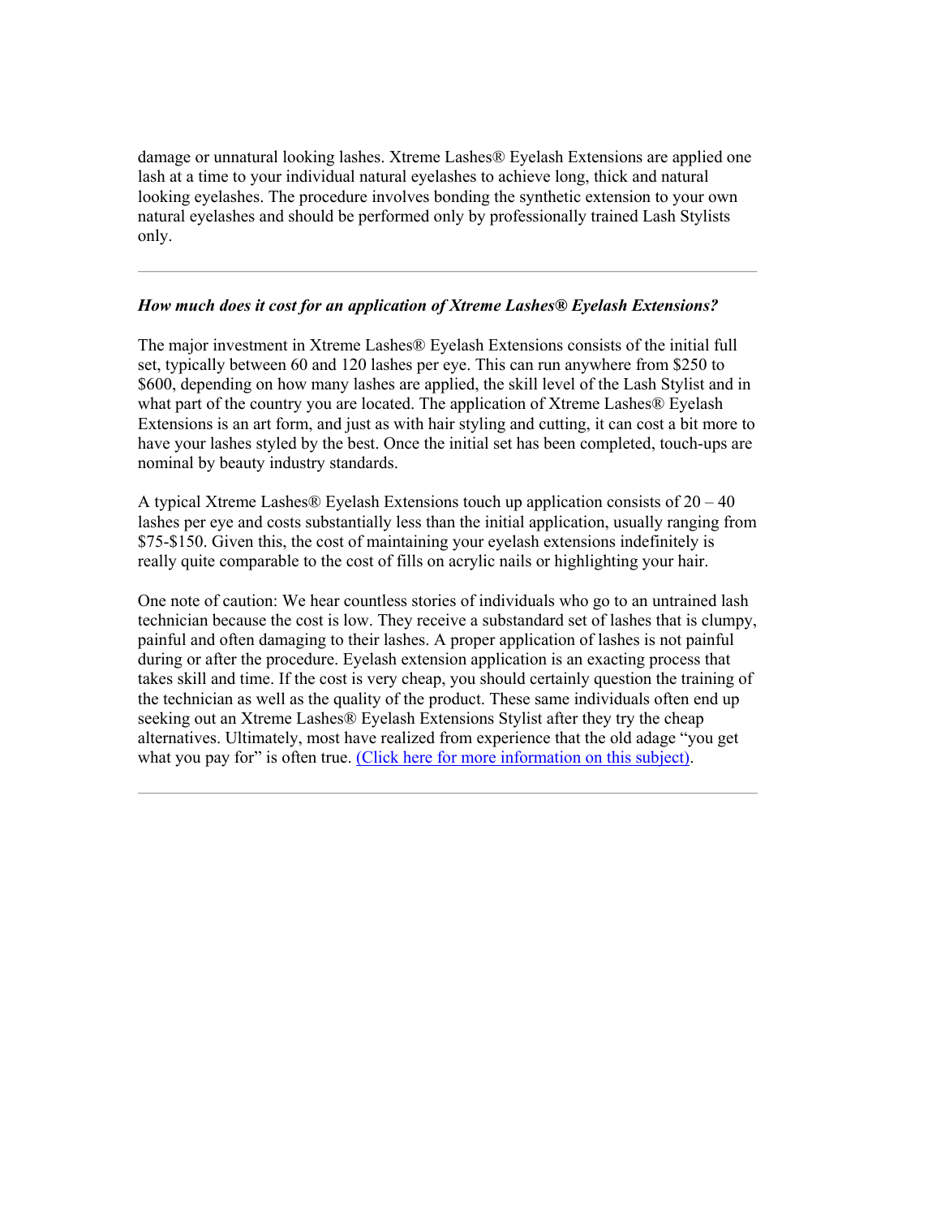damage or unnatural looking lashes. Xtreme Lashes® Eyelash Extensions are applied one lash at a time to your individual natural eyelashes to achieve long, thick and natural looking eyelashes. The procedure involves bonding the synthetic extension to your own natural eyelashes and should be performed only by professionally trained Lash Stylists only.

---

***How much does it cost for an application of Xtreme Lashes® Eyelash Extensions?***

The major investment in Xtreme Lashes® Eyelash Extensions consists of the initial full set, typically between 60 and 120 lashes per eye. This can run anywhere from $250 to $600, depending on how many lashes are applied, the skill level of the Lash Stylist and in what part of the country you are located. The application of Xtreme Lashes® Eyelash Extensions is an art form, and just as with hair styling and cutting, it can cost a bit more to have your lashes styled by the best. Once the initial set has been completed, touch-ups are nominal by beauty industry standards.

A typical Xtreme Lashes® Eyelash Extensions touch up application consists of 20 – 40 lashes per eye and costs substantially less than the initial application, usually ranging from $75-$150. Given this, the cost of maintaining your eyelash extensions indefinitely is really quite comparable to the cost of fills on acrylic nails or highlighting your hair.

One note of caution: We hear countless stories of individuals who go to an untrained lash technician because the cost is low. They receive a substandard set of lashes that is clumpy, painful and often damaging to their lashes. A proper application of lashes is not painful during or after the procedure. Eyelash extension application is an exacting process that takes skill and time. If the cost is very cheap, you should certainly question the training of the technician as well as the quality of the product. These same individuals often end up seeking out an Xtreme Lashes® Eyelash Extensions Stylist after they try the cheap alternatives. Ultimately, most have realized from experience that the old adage "you get what you pay for" is often true. (Click here for more information on this subject).

---